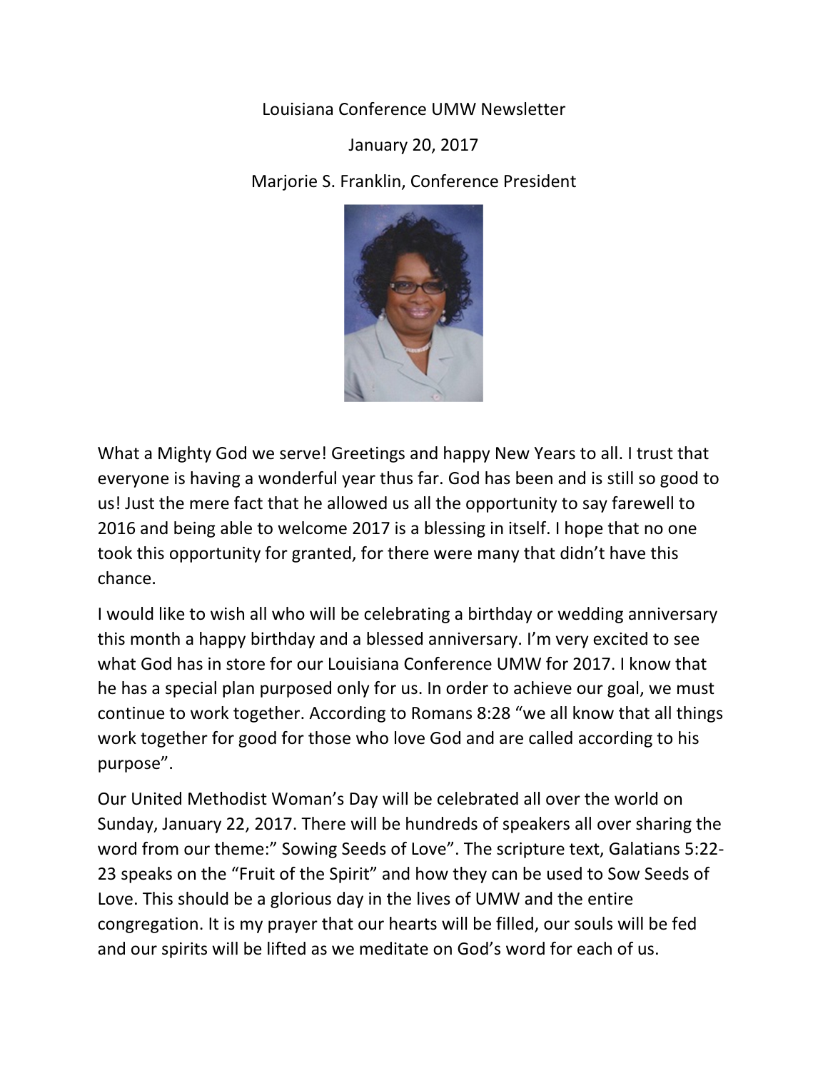Louisiana Conference UMW Newsletter

January 20, 2017

Marjorie S. Franklin, Conference President

What a Mighty God we serve! Greetings and happy New Years to all. I trust that everyone is having a wonderful year thus far. God has been and is still so good to us! Just the mere fact that he allowed us all the opportunity to say farewell to 2016 and being able to welcome 2017 is a blessing in itself. I hope that no one took this opportunity for granted, for there were many that didn't have this chance.

I would like to wish all who will be celebrating a birthday or wedding anniversary this month a happy birthday and a blessed anniversary. I'm very excited to see what God has in store for our Louisiana Conference UMW for 2017. I know that he has a special plan purposed only for us. In order to achieve our goal, we must continue to work together. According to Romans 8:28 "we all know that all things work together for good for those who love God and are called according to his purpose".

Our United Methodist Woman's Day will be celebrated all over the world on Sunday, January 22, 2017. There will be hundreds of speakers all over sharing the word from our theme:" Sowing Seeds of Love". The scripture text, Galatians 5:22-23 speaks on the "Fruit of the Spirit" and how they can be used to Sow Seeds of Love. This should be a glorious day in the lives of UMW and the entire congregation. It is my prayer that our hearts will be filled, our souls will be fed and our spirits will be lifted as we meditate on God's word for each of us.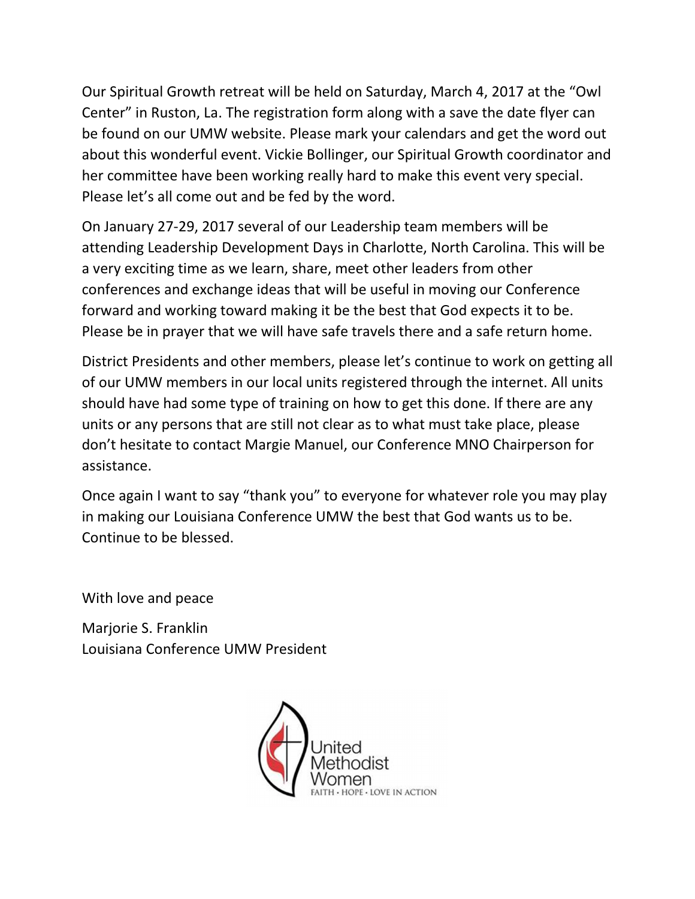Our Spiritual Growth retreat will be held on Saturday, March 4, 2017 at the "Owl Center" in Ruston, La. The registration form along with a save the date flyer can be found on our UMW website. Please mark your calendars and get the word out about this wonderful event. Vickie Bollinger, our Spiritual Growth coordinator and her committee have been working really hard to make this event very special. Please let's all come out and be fed by the word.

On January 27-29, 2017 several of our Leadership team members will be attending Leadership Development Days in Charlotte, North Carolina. This will be a very exciting time as we learn, share, meet other leaders from other conferences and exchange ideas that will be useful in moving our Conference forward and working toward making it be the best that God expects it to be. Please be in prayer that we will have safe travels there and a safe return home.

District Presidents and other members, please let's continue to work on getting all of our UMW members in our local units registered through the internet. All units should have had some type of training on how to get this done. If there are any units or any persons that are still not clear as to what must take place, please don't hesitate to contact Margie Manuel, our Conference MNO Chairperson for assistance.

Once again I want to say "thank you" to everyone for whatever role you may play in making our Louisiana Conference UMW the best that God wants us to be. Continue to be blessed.

With love and peace

Marjorie S. Franklin
Louisiana Conference UMW President

United Methodist Women
FAITH • HOPE • LOVE IN ACTION